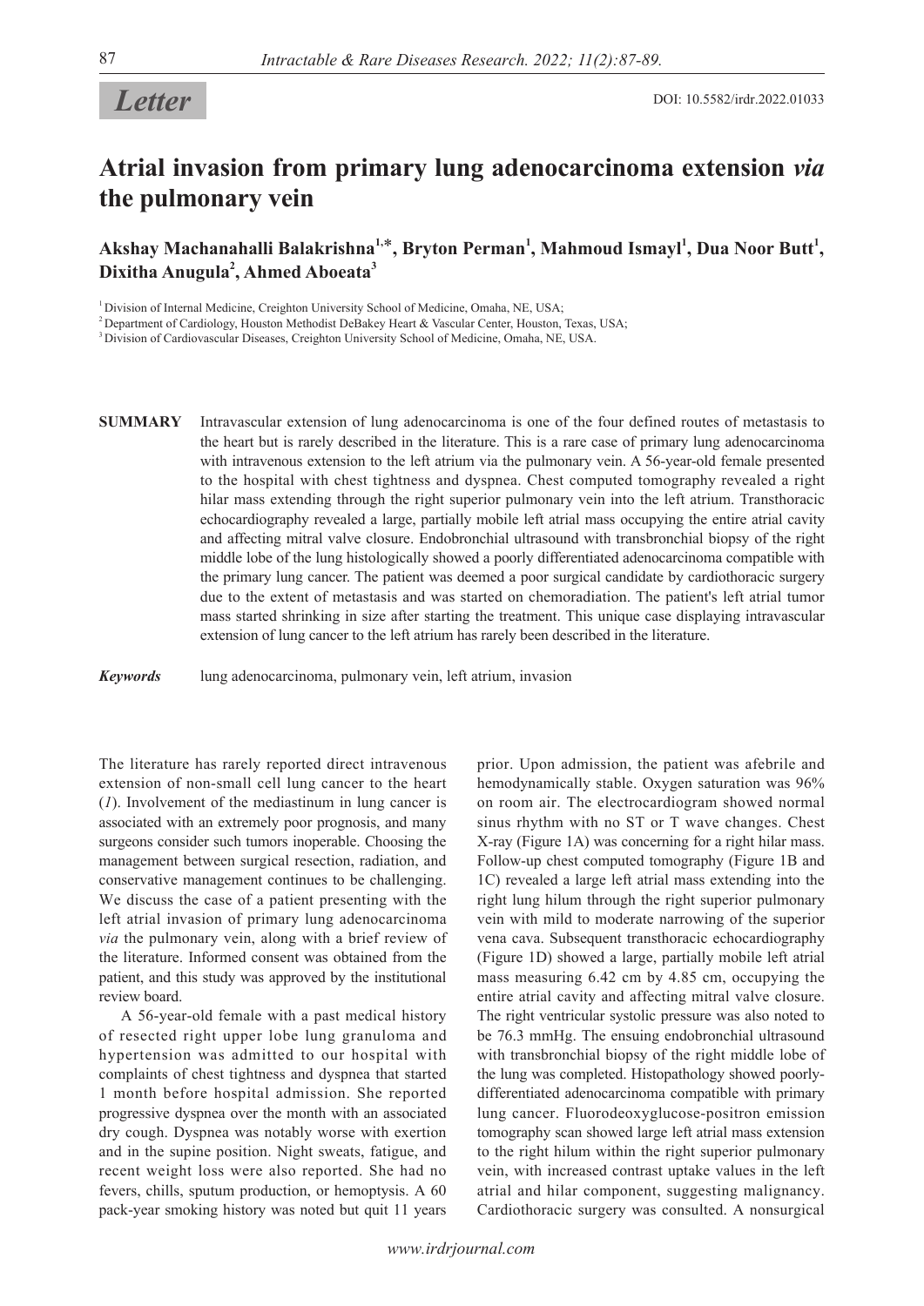*Letter*

DOI: 10.5582/irdr.2022.01033

# Atrial invasion from primary lung adenocarcinoma extension *via* the pulmonary vein

**Akshay Machanahalli Balakrishna[1,*], Bryton Perman[1], Mahmoud Ismayl[1], Dua Noor Butt[1], Dixitha Anugula[2], Ahmed Aboeata[3]**

[1] Division of Internal Medicine, Creighton University School of Medicine, Omaha, NE, USA;
[2] Department of Cardiology, Houston Methodist DeBakey Heart & Vascular Center, Houston, Texas, USA;
[3] Division of Cardiovascular Diseases, Creighton University School of Medicine, Omaha, NE, USA.

**SUMMARY** Intravascular extension of lung adenocarcinoma is one of the four defined routes of metastasis to the heart but is rarely described in the literature. This is a rare case of primary lung adenocarcinoma with intravenous extension to the left atrium via the pulmonary vein. A 56-year-old female presented to the hospital with chest tightness and dyspnea. Chest computed tomography revealed a right hilar mass extending through the right superior pulmonary vein into the left atrium. Transthoracic echocardiography revealed a large, partially mobile left atrial mass occupying the entire atrial cavity and affecting mitral valve closure. Endobronchial ultrasound with transbronchial biopsy of the right middle lobe of the lung histologically showed a poorly differentiated adenocarcinoma compatible with the primary lung cancer. The patient was deemed a poor surgical candidate by cardiothoracic surgery due to the extent of metastasis and was started on chemoradiation. The patient's left atrial tumor mass started shrinking in size after starting the treatment. This unique case displaying intravascular extension of lung cancer to the left atrium has rarely been described in the literature.

***Keywords*** lung adenocarcinoma, pulmonary vein, left atrium, invasion

The literature has rarely reported direct intravenous extension of non-small cell lung cancer to the heart (*1*). Involvement of the mediastinum in lung cancer is associated with an extremely poor prognosis, and many surgeons consider such tumors inoperable. Choosing the management between surgical resection, radiation, and conservative management continues to be challenging. We discuss the case of a patient presenting with the left atrial invasion of primary lung adenocarcinoma *via* the pulmonary vein, along with a brief review of the literature. Informed consent was obtained from the patient, and this study was approved by the institutional review board.

A 56-year-old female with a past medical history of resected right upper lobe lung granuloma and hypertension was admitted to our hospital with complaints of chest tightness and dyspnea that started 1 month before hospital admission. She reported progressive dyspnea over the month with an associated dry cough. Dyspnea was notably worse with exertion and in the supine position. Night sweats, fatigue, and recent weight loss were also reported. She had no fevers, chills, sputum production, or hemoptysis. A 60 pack-year smoking history was noted but quit 11 years prior. Upon admission, the patient was afebrile and hemodynamically stable. Oxygen saturation was 96% on room air. The electrocardiogram showed normal sinus rhythm with no ST or T wave changes. Chest X-ray (Figure 1A) was concerning for a right hilar mass. Follow-up chest computed tomography (Figure 1B and 1C) revealed a large left atrial mass extending into the right lung hilum through the right superior pulmonary vein with mild to moderate narrowing of the superior vena cava. Subsequent transthoracic echocardiography (Figure 1D) showed a large, partially mobile left atrial mass measuring 6.42 cm by 4.85 cm, occupying the entire atrial cavity and affecting mitral valve closure. The right ventricular systolic pressure was also noted to be 76.3 mmHg. The ensuing endobronchial ultrasound with transbronchial biopsy of the right middle lobe of the lung was completed. Histopathology showed poorly-differentiated adenocarcinoma compatible with primary lung cancer. Fluorodeoxyglucose-positron emission tomography scan showed large left atrial mass extension to the right hilum within the right superior pulmonary vein, with increased contrast uptake values in the left atrial and hilar component, suggesting malignancy. Cardiothoracic surgery was consulted. A nonsurgical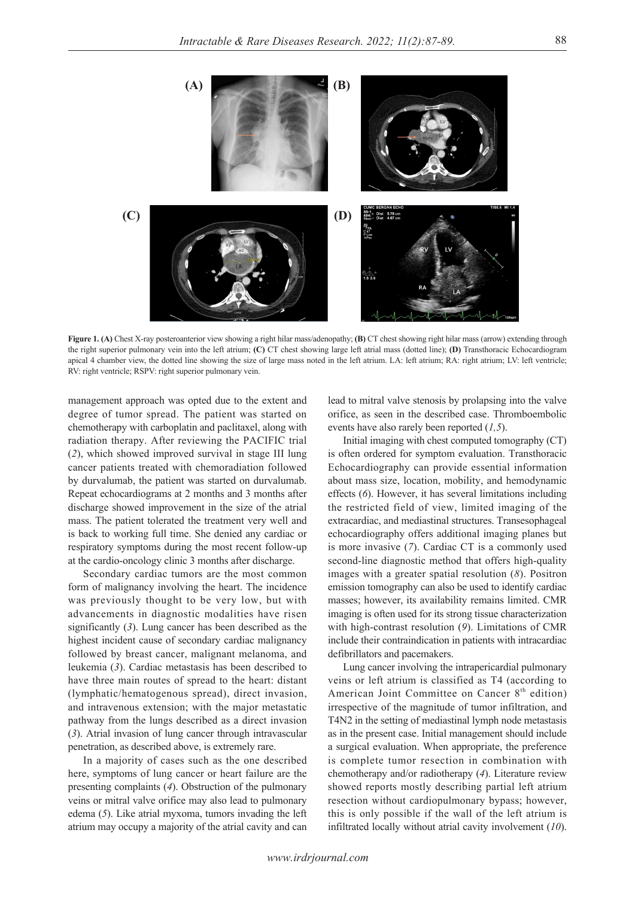**Figure 1. (A)** Chest X-ray posteroanterior view showing a right hilar mass/adenopathy; **(B)** CT chest showing right hilar mass (arrow) extending through the right superior pulmonary vein into the left atrium; **(C)** CT chest showing large left atrial mass (dotted line); **(D)** Transthoracic Echocardiogram apical 4 chamber view, the dotted line showing the size of large mass noted in the left atrium. LA: left atrium; RA: right atrium; LV: left ventricle; RV: right ventricle; RSPV: right superior pulmonary vein.

management approach was opted due to the extent and degree of tumor spread. The patient was started on chemotherapy with carboplatin and paclitaxel, along with radiation therapy. After reviewing the PACIFIC trial (*2*), which showed improved survival in stage III lung cancer patients treated with chemoradiation followed by durvalumab, the patient was started on durvalumab. Repeat echocardiograms at 2 months and 3 months after discharge showed improvement in the size of the atrial mass. The patient tolerated the treatment very well and is back to working full time. She denied any cardiac or respiratory symptoms during the most recent follow-up at the cardio-oncology clinic 3 months after discharge.

Secondary cardiac tumors are the most common form of malignancy involving the heart. The incidence was previously thought to be very low, but with advancements in diagnostic modalities have risen significantly (*3*). Lung cancer has been described as the highest incident cause of secondary cardiac malignancy followed by breast cancer, malignant melanoma, and leukemia (*3*). Cardiac metastasis has been described to have three main routes of spread to the heart: distant (lymphatic/hematogenous spread), direct invasion, and intravenous extension; with the major metastatic pathway from the lungs described as a direct invasion (*3*). Atrial invasion of lung cancer through intravascular penetration, as described above, is extremely rare.

In a majority of cases such as the one described here, symptoms of lung cancer or heart failure are the presenting complaints (*4*). Obstruction of the pulmonary veins or mitral valve orifice may also lead to pulmonary edema (*5*). Like atrial myxoma, tumors invading the left atrium may occupy a majority of the atrial cavity and can lead to mitral valve stenosis by prolapsing into the valve orifice, as seen in the described case. Thromboembolic events have also rarely been reported (*1,5*).

Initial imaging with chest computed tomography (CT) is often ordered for symptom evaluation. Transthoracic Echocardiography can provide essential information about mass size, location, mobility, and hemodynamic effects (*6*). However, it has several limitations including the restricted field of view, limited imaging of the extracardiac, and mediastinal structures. Transesophageal echocardiography offers additional imaging planes but is more invasive (*7*). Cardiac CT is a commonly used second-line diagnostic method that offers high-quality images with a greater spatial resolution (*8*). Positron emission tomography can also be used to identify cardiac masses; however, its availability remains limited. CMR imaging is often used for its strong tissue characterization with high-contrast resolution (*9*). Limitations of CMR include their contraindication in patients with intracardiac defibrillators and pacemakers.

Lung cancer involving the intrapericardial pulmonary veins or left atrium is classified as T4 (according to American Joint Committee on Cancer 8th edition) irrespective of the magnitude of tumor infiltration, and T4N2 in the setting of mediastinal lymph node metastasis as in the present case. Initial management should include a surgical evaluation. When appropriate, the preference is complete tumor resection in combination with chemotherapy and/or radiotherapy (*4*). Literature review showed reports mostly describing partial left atrium resection without cardiopulmonary bypass; however, this is only possible if the wall of the left atrium is infiltrated locally without atrial cavity involvement (*10*).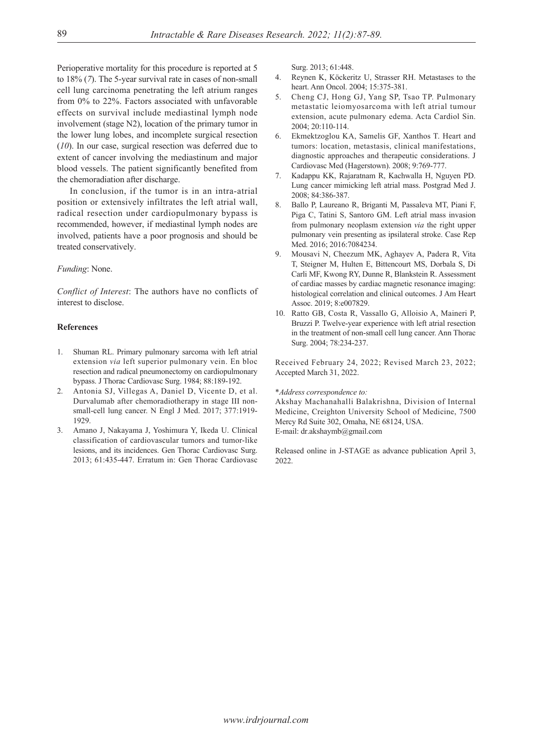Perioperative mortality for this procedure is reported at 5 to 18% (*7*). The 5-year survival rate in cases of non-small cell lung carcinoma penetrating the left atrium ranges from 0% to 22%. Factors associated with unfavorable effects on survival include mediastinal lymph node involvement (stage N2), location of the primary tumor in the lower lung lobes, and incomplete surgical resection (*10*). In our case, surgical resection was deferred due to extent of cancer involving the mediastinum and major blood vessels. The patient significantly benefited from the chemoradiation after discharge.

In conclusion, if the tumor is in an intra-atrial position or extensively infiltrates the left atrial wall, radical resection under cardiopulmonary bypass is recommended, however, if mediastinal lymph nodes are involved, patients have a poor prognosis and should be treated conservatively.

*Funding*: None.

*Conflict of Interest*: The authors have no conflicts of interest to disclose.

### References

1. Shuman RL. Primary pulmonary sarcoma with left atrial extension *via* left superior pulmonary vein. En bloc resection and radical pneumonectomy on cardiopulmonary bypass. J Thorac Cardiovasc Surg. 1984; 88:189-192.
2. Antonia SJ, Villegas A, Daniel D, Vicente D, et al. Durvalumab after chemoradiotherapy in stage III non-small-cell lung cancer. N Engl J Med. 2017; 377:1919-1929.
3. Amano J, Nakayama J, Yoshimura Y, Ikeda U. Clinical classification of cardiovascular tumors and tumor-like lesions, and its incidences. Gen Thorac Cardiovasc Surg. 2013; 61:435-447. Erratum in: Gen Thorac Cardiovasc Surg. 2013; 61:448.
4. Reynen K, Köckeritz U, Strasser RH. Metastases to the heart. Ann Oncol. 2004; 15:375-381.
5. Cheng CJ, Hong GJ, Yang SP, Tsao TP. Pulmonary metastatic leiomyosarcoma with left atrial tumour extension, acute pulmonary edema. Acta Cardiol Sin. 2004; 20:110-114.
6. Ekmektzoglou KA, Samelis GF, Xanthos T. Heart and tumors: location, metastasis, clinical manifestations, diagnostic approaches and therapeutic considerations. J Cardiovasc Med (Hagerstown). 2008; 9:769-777.
7. Kadappu KK, Rajaratnam R, Kachwalla H, Nguyen PD. Lung cancer mimicking left atrial mass. Postgrad Med J. 2008; 84:386-387.
8. Ballo P, Laureano R, Briganti M, Passaleva MT, Piani F, Piga C, Tatini S, Santoro GM. Left atrial mass invasion from pulmonary neoplasm extension *via* the right upper pulmonary vein presenting as ipsilateral stroke. Case Rep Med. 2016; 2016:7084234.
9. Mousavi N, Cheezum MK, Aghayev A, Padera R, Vita T, Steigner M, Hulten E, Bittencourt MS, Dorbala S, Di Carli MF, Kwong RY, Dunne R, Blankstein R. Assessment of cardiac masses by cardiac magnetic resonance imaging: histological correlation and clinical outcomes. J Am Heart Assoc. 2019; 8:e007829.
10. Ratto GB, Costa R, Vassallo G, Alloisio A, Maineri P, Bruzzi P. Twelve-year experience with left atrial resection in the treatment of non-small cell lung cancer. Ann Thorac Surg. 2004; 78:234-237.

Received February 24, 2022; Revised March 23, 2022; Accepted March 31, 2022.

\**Address correspondence to:*
Akshay Machanahalli Balakrishna, Division of Internal Medicine, Creighton University School of Medicine, 7500 Mercy Rd Suite 302, Omaha, NE 68124, USA.
E-mail: dr.akshaymb@gmail.com

Released online in J-STAGE as advance publication April 3, 2022.